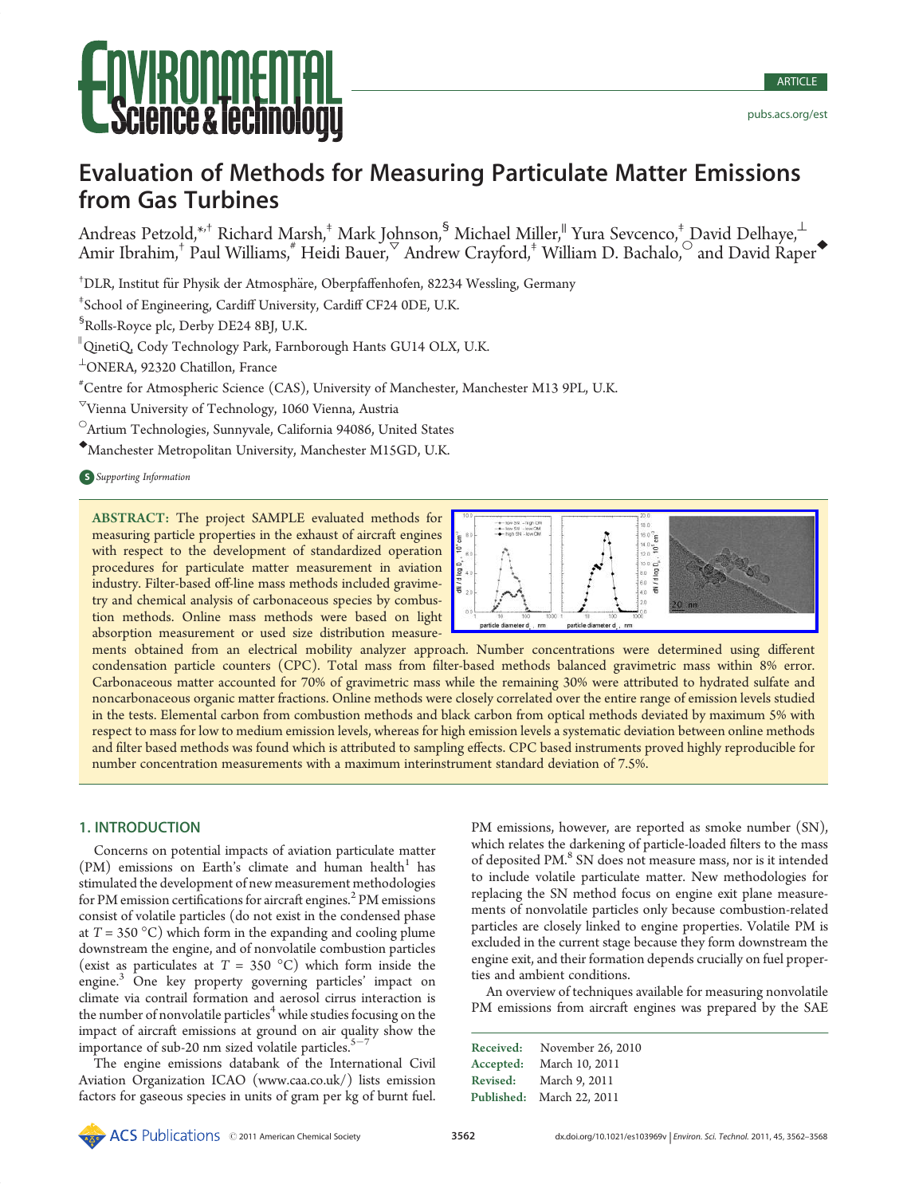# Evaluation of Methods for Measuring Particulate Matter Emissions from Gas Turbines

Andreas Petzold,[*,†] Richard Marsh,[‡] Mark Johnson,[§] Michael Miller,[∥] Yura Sevcenco,[‡] David Delhaye,[⊥] Amir Ibrahim,[†] Paul Williams,[#] Heidi Bauer,[▽] Andrew Crayford,[‡] William D. Bachalo,[○] and David Raper[◆]

[†]DLR, Institut für Physik der Atmosphäre, Oberpfaffenhofen, 82234 Wessling, Germany

[‡]School of Engineering, Cardiff University, Cardiff CF24 0DE, U.K.

[§]Rolls-Royce plc, Derby DE24 8BJ, U.K.

[∥]QinetiQ, Cody Technology Park, Farnborough Hants GU14 OLX, U.K.

[⊥]ONERA, 92320 Chatillon, France

[#]Centre for Atmospheric Science (CAS), University of Manchester, Manchester M13 9PL, U.K.

[▽]Vienna University of Technology, 1060 Vienna, Austria

[○]Artium Technologies, Sunnyvale, California 94086, United States

[◆]Manchester Metropolitan University, Manchester M15GD, U.K.

Supporting Information

**ABSTRACT:** The project SAMPLE evaluated methods for measuring particle properties in the exhaust of aircraft engines with respect to the development of standardized operation procedures for particulate matter measurement in aviation industry. Filter-based off-line mass methods included gravimetry and chemical analysis of carbonaceous species by combustion methods. Online mass methods were based on light absorption measurement or used size distribution measurements obtained from an electrical mobility analyzer approach. Number concentrations were determined using different condensation particle counters (CPC). Total mass from filter-based methods balanced gravimetric mass within 8% error. Carbonaceous matter accounted for 70% of gravimetric mass while the remaining 30% were attributed to hydrated sulfate and noncarbonaceous organic matter fractions. Online methods were closely correlated over the entire range of emission levels studied in the tests. Elemental carbon from combustion methods and black carbon from optical methods deviated by maximum 5% with respect to mass for low to medium emission levels, whereas for high emission levels a systematic deviation between online methods and filter based methods was found which is attributed to sampling effects. CPC based instruments proved highly reproducible for number concentration measurements with a maximum interinstrument standard deviation of 7.5%.

## 1. INTRODUCTION

Concerns on potential impacts of aviation particulate matter (PM) emissions on Earth's climate and human health[1] has stimulated the development of new measurement methodologies for PM emission certifications for aircraft engines.[2] PM emissions consist of volatile particles (do not exist in the condensed phase at $T = 350$ °C) which form in the expanding and cooling plume downstream the engine, and of nonvolatile combustion particles (exist as particulates at $T = 350$ °C) which form inside the engine.[3] One key property governing particles' impact on climate via contrail formation and aerosol cirrus interaction is the number of nonvolatile particles[4] while studies focusing on the impact of aircraft emissions at ground on air quality show the importance of sub-20 nm sized volatile particles.[5−7]

The engine emissions databank of the International Civil Aviation Organization ICAO (www.caa.co.uk/) lists emission factors for gaseous species in units of gram per kg of burnt fuel. PM emissions, however, are reported as smoke number (SN), which relates the darkening of particle-loaded filters to the mass of deposited PM.[8] SN does not measure mass, nor is it intended to include volatile particulate matter. New methodologies for replacing the SN method focus on engine exit plane measurements of nonvolatile particles only because combustion-related particles are closely linked to engine properties. Volatile PM is excluded in the current stage because they form downstream the engine exit, and their formation depends crucially on fuel properties and ambient conditions.

An overview of techniques available for measuring nonvolatile PM emissions from aircraft engines was prepared by the SAE

Received: November 26, 2010
Accepted: March 10, 2011
Revised: March 9, 2011
Published: March 22, 2011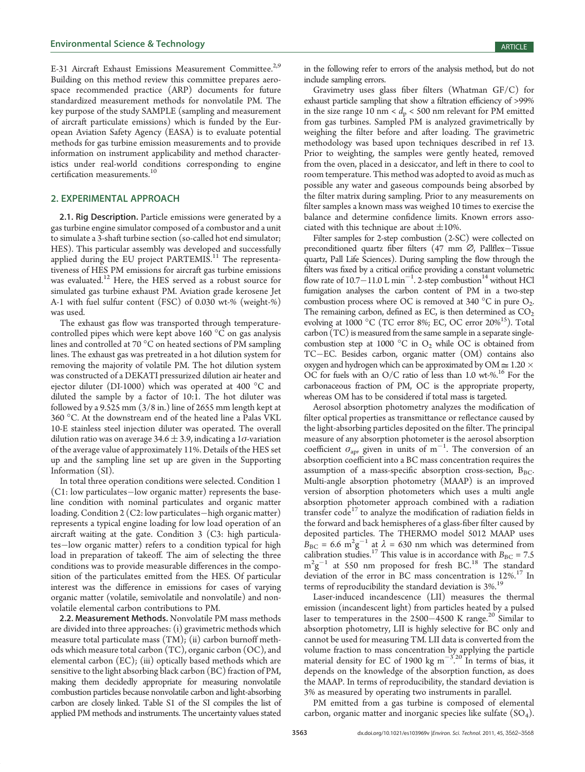E-31 Aircraft Exhaust Emissions Measurement Committee.[2,9] Building on this method review this committee prepares aerospace recommended practice (ARP) documents for future standardized measurement methods for nonvolatile PM. The key purpose of the study SAMPLE (sampling and measurement of aircraft particulate emissions) which is funded by the European Aviation Safety Agency (EASA) is to evaluate potential methods for gas turbine emission measurements and to provide information on instrument applicability and method characteristics under real-world conditions corresponding to engine certification measurements.[10]

## 2. EXPERIMENTAL APPROACH

**2.1. Rig Description.** Particle emissions were generated by a gas turbine engine simulator composed of a combustor and a unit to simulate a 3-shaft turbine section (so-called hot end simulator; HES). This particular assembly was developed and successfully applied during the EU project PARTEMIS.[11] The representativeness of HES PM emissions for aircraft gas turbine emissions was evaluated.[12] Here, the HES served as a robust source for simulated gas turbine exhaust PM. Aviation grade kerosene Jet A-1 with fuel sulfur content (FSC) of 0.030 wt-% (weight-%) was used.

The exhaust gas flow was transported through temperature-controlled pipes which were kept above 160 °C on gas analysis lines and controlled at 70 °C on heated sections of PM sampling lines. The exhaust gas was pretreated in a hot dilution system for removing the majority of volatile PM. The hot dilution system was constructed of a DEKATI pressurized dilution air heater and ejector diluter (DI-1000) which was operated at 400 °C and diluted the sample by a factor of 10:1. The hot diluter was followed by a 9.525 mm (3/8 in.) line of 2655 mm length kept at 360 °C. At the downstream end of the heated line a Palas VKL 10-E stainless steel injection diluter was operated. The overall dilution ratio was on average 34.6 ± 3.9, indicating a 1$\sigma$-variation of the average value of approximately 11%. Details of the HES set up and the sampling line set up are given in the Supporting Information (SI).

In total three operation conditions were selected. Condition 1 (C1: low particulates−low organic matter) represents the baseline condition with nominal particulates and organic matter loading. Condition 2 (C2: low particulates−high organic matter) represents a typical engine loading for low load operation of an aircraft waiting at the gate. Condition 3 (C3: high particulates−low organic matter) refers to a condition typical for high load in preparation of takeoff. The aim of selecting the three conditions was to provide measurable differences in the composition of the particulates emitted from the HES. Of particular interest was the difference in emissions for cases of varying organic matter (volatile, semivolatile and nonvolatile) and nonvolatile elemental carbon contributions to PM.

**2.2. Measurement Methods.** Nonvolatile PM mass methods are divided into three approaches: (i) gravimetric methods which measure total particulate mass (TM); (ii) carbon burnoff methods which measure total carbon (TC), organic carbon (OC), and elemental carbon (EC); (iii) optically based methods which are sensitive to the light absorbing black carbon (BC) fraction of PM, making them decidedly appropriate for measuring nonvolatile combustion particles because nonvolatile carbon and light-absorbing carbon are closely linked. Table S1 of the SI compiles the list of applied PM methods and instruments. The uncertainty values stated in the following refer to errors of the analysis method, but do not include sampling errors.

Gravimetry uses glass fiber filters (Whatman GF/C) for exhaust particle sampling that show a filtration efficiency of >99% in the size range 10 nm < $d_p$ < 500 nm relevant for PM emitted from gas turbines. Sampled PM is analyzed gravimetrically by weighing the filter before and after loading. The gravimetric methodology was based upon techniques described in ref 13. Prior to weighting, the samples were gently heated, removed from the oven, placed in a desiccator, and left in there to cool to room temperature. This method was adopted to avoid as much as possible any water and gaseous compounds being absorbed by the filter matrix during sampling. Prior to any measurements on filter samples a known mass was weighed 10 times to exercise the balance and determine confidence limits. Known errors associated with this technique are about ±10%.

Filter samples for 2-step combustion (2-SC) were collected on preconditioned quartz fiber filters (47 mm ∅, Pallflex−Tissue quartz, Pall Life Sciences). During sampling the flow through the filters was fixed by a critical orifice providing a constant volumetric flow rate of 10.7−11.0 L min$^{-1}$. 2-step combustion[14] without HCl fumigation analyses the carbon content of PM in a two-step combustion process where OC is removed at 340 °C in pure $O_2$. The remaining carbon, defined as EC, is then determined as $CO_2$ evolving at 1000 °C (TC error 8%; EC, OC error 20%[15]). Total carbon (TC) is measured from the same sample in a separate single-combustion step at 1000 °C in $O_2$ while OC is obtained from TC−EC. Besides carbon, organic matter (OM) contains also oxygen and hydrogen which can be approximated by OM ≅ 1.20 × OC for fuels with an O/C ratio of less than 1.0 wt-%.[16] For the carbonaceous fraction of PM, OC is the appropriate property, whereas OM has to be considered if total mass is targeted.

Aerosol absorption photometry analyzes the modification of filter optical properties as transmittance or reflectance caused by the light-absorbing particles deposited on the filter. The principal measure of any absorption photometer is the aerosol absorption coefficient $\sigma_{ap}$, given in units of m$^{-1}$. The conversion of an absorption coefficient into a BC mass concentration requires the assumption of a mass-specific absorption cross-section, $B_{BC}$. Multi-angle absorption photometry (MAAP) is an improved version of absorption photometers which uses a multi angle absorption photometer approach combined with a radiation transfer code[17] to analyze the modification of radiation fields in the forward and back hemispheres of a glass-fiber filter caused by deposited particles. The THERMO model 5012 MAAP uses $B_{BC}$ = 6.6 m$^2$g$^{-1}$ at $\lambda$ = 630 nm which was determined from calibration studies.[17] This value is in accordance with $B_{BC}$ = 7.5 m$^2$g$^{-1}$ at 550 nm proposed for fresh BC.[18] The standard deviation of the error in BC mass concentration is 12%.[17] In terms of reproducibility the standard deviation is 3%.[19]

Laser-induced incandescence (LII) measures the thermal emission (incandescent light) from particles heated by a pulsed laser to temperatures in the 2500−4500 K range.[20] Similar to absorption photometry, LII is highly selective for BC only and cannot be used for measuring TM. LII data is converted from the volume fraction to mass concentration by applying the particle material density for EC of 1900 kg m$^{-3}$.[20] In terms of bias, it depends on the knowledge of the absorption function, as does the MAAP. In terms of reproducibility, the standard deviation is 3% as measured by operating two instruments in parallel.

PM emitted from a gas turbine is composed of elemental carbon, organic matter and inorganic species like sulfate ($SO_4$).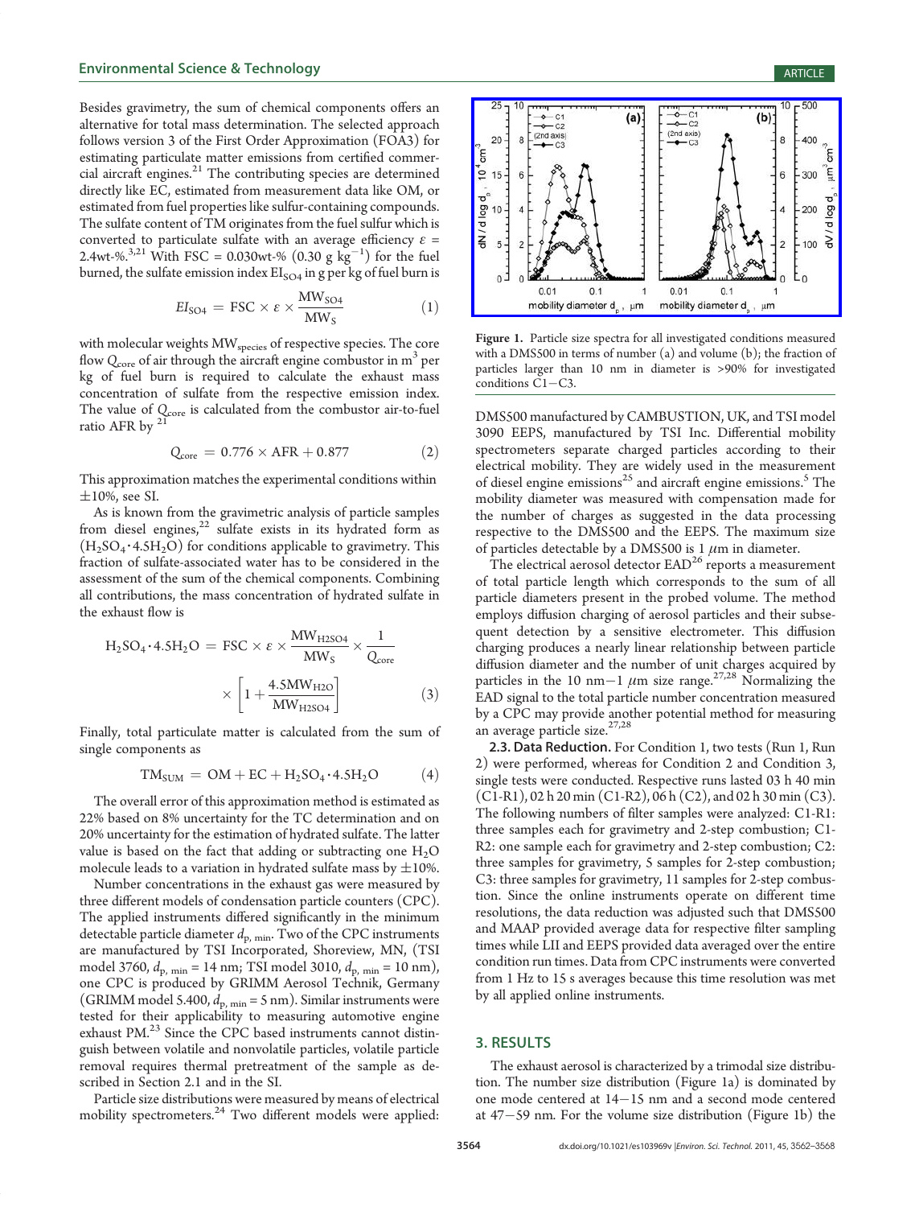Besides gravimetry, the sum of chemical components offers an alternative for total mass determination. The selected approach follows version 3 of the First Order Approximation (FOA3) for estimating particulate matter emissions from certified commercial aircraft engines.[21] The contributing species are determined directly like EC, estimated from measurement data like OM, or estimated from fuel properties like sulfur-containing compounds. The sulfate content of TM originates from the fuel sulfur which is converted to particulate sulfate with an average efficiency $\varepsilon$ = 2.4wt-%.[3,21] With FSC = 0.030wt-% (0.30 g kg$^{-1}$) for the fuel burned, the sulfate emission index $EI_{SO4}$ in g per kg of fuel burn is

$$EI_{SO4} = FSC \times \varepsilon \times \frac{MW_{SO4}}{MW_S} \quad (1)$$

with molecular weights $MW_{species}$ of respective species. The core flow $Q_{core}$ of air through the aircraft engine combustor in m$^3$ per kg of fuel burn is required to calculate the exhaust mass concentration of sulfate from the respective emission index. The value of $Q_{core}$ is calculated from the combustor air-to-fuel ratio AFR by [21]

$$Q_{core} = 0.776 \times AFR + 0.877 \quad (2)$$

This approximation matches the experimental conditions within ±10%, see SI.

As is known from the gravimetric analysis of particle samples from diesel engines,[22] sulfate exists in its hydrated form as ($H_2SO_4 \cdot 4.5H_2O$) for conditions applicable to gravimetry. This fraction of sulfate-associated water has to be considered in the assessment of the sum of the chemical components. Combining all contributions, the mass concentration of hydrated sulfate in the exhaust flow is

$$H_2SO_4 \cdot 4.5H_2O = FSC \times \varepsilon \times \frac{MW_{H2SO4}}{MW_S} \times \frac{1}{Q_{core}} \times \left[1 + \frac{4.5MW_{H2O}}{MW_{H2SO4}}\right] \quad (3)$$

Finally, total particulate matter is calculated from the sum of single components as

$$TM_{SUM} = OM + EC + H_2SO_4 \cdot 4.5H_2O \quad (4)$$

The overall error of this approximation method is estimated as 22% based on 8% uncertainty for the TC determination and on 20% uncertainty for the estimation of hydrated sulfate. The latter value is based on the fact that adding or subtracting one $H_2O$ molecule leads to a variation in hydrated sulfate mass by ±10%.

Number concentrations in the exhaust gas were measured by three different models of condensation particle counters (CPC). The applied instruments differed significantly in the minimum detectable particle diameter $d_{p,\,min}$. Two of the CPC instruments are manufactured by TSI Incorporated, Shoreview, MN, (TSI model 3760, $d_{p,\,min}$ = 14 nm; TSI model 3010, $d_{p,\,min}$ = 10 nm), one CPC is produced by GRIMM Aerosol Technik, Germany (GRIMM model 5.400, $d_{p,\,min}$ = 5 nm). Similar instruments were tested for their applicability to measuring automotive engine exhaust PM.[23] Since the CPC based instruments cannot distinguish between volatile and nonvolatile particles, volatile particle removal requires thermal pretreatment of the sample as described in Section 2.1 and in the SI.

Particle size distributions were measured by means of electrical mobility spectrometers.[24] Two different models were applied: DMS500 manufactured by CAMBUSTION, UK, and TSI model 3090 EEPS, manufactured by TSI Inc. Differential mobility spectrometers separate charged particles according to their electrical mobility. They are widely used in the measurement of diesel engine emissions[25] and aircraft engine emissions.[5] The mobility diameter was measured with compensation made for the number of charges as suggested in the data processing respective to the DMS500 and the EEPS. The maximum size of particles detectable by a DMS500 is 1 $\mu$m in diameter.

Figure 1. Particle size spectra for all investigated conditions measured with a DMS500 in terms of number (a) and volume (b); the fraction of particles larger than 10 nm in diameter is >90% for investigated conditions C1−C3.

The electrical aerosol detector EAD[26] reports a measurement of total particle length which corresponds to the sum of all particle diameters present in the probed volume. The method employs diffusion charging of aerosol particles and their subsequent detection by a sensitive electrometer. This diffusion charging produces a nearly linear relationship between particle diffusion diameter and the number of unit charges acquired by particles in the 10 nm−1 $\mu$m size range.[27,28] Normalizing the EAD signal to the total particle number concentration measured by a CPC may provide another potential method for measuring an average particle size.[27,28]

**2.3. Data Reduction.** For Condition 1, two tests (Run 1, Run 2) were performed, whereas for Condition 2 and Condition 3, single tests were conducted. Respective runs lasted 03 h 40 min (C1-R1), 02 h 20 min (C1-R2), 06 h (C2), and 02 h 30 min (C3). The following numbers of filter samples were analyzed: C1-R1: three samples each for gravimetry and 2-step combustion; C1-R2: one sample each for gravimetry and 2-step combustion; C2: three samples for gravimetry, 5 samples for 2-step combustion; C3: three samples for gravimetry, 11 samples for 2-step combustion. Since the online instruments operate on different time resolutions, the data reduction was adjusted such that DMS500 and MAAP provided average data for respective filter sampling times while LII and EEPS provided data averaged over the entire condition run times. Data from CPC instruments were converted from 1 Hz to 15 s averages because this time resolution was met by all applied online instruments.

## 3. RESULTS

The exhaust aerosol is characterized by a trimodal size distribution. The number size distribution (Figure 1a) is dominated by one mode centered at 14−15 nm and a second mode centered at 47−59 nm. For the volume size distribution (Figure 1b) the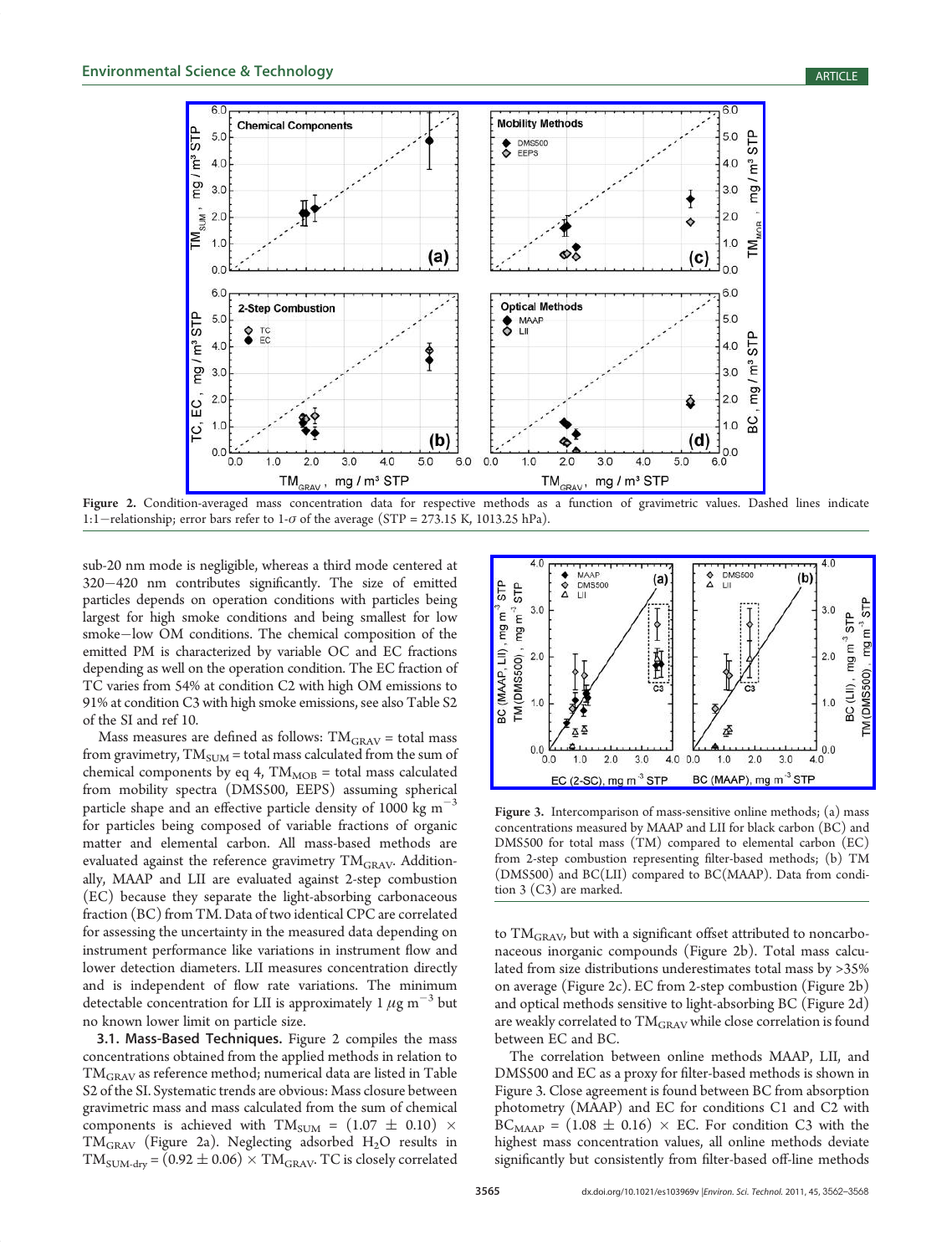**Figure 2.** Condition-averaged mass concentration data for respective methods as a function of gravimetric values. Dashed lines indicate 1:1—relationship; error bars refer to 1-$\sigma$ of the average (STP = 273.15 K, 1013.25 hPa).

sub-20 nm mode is negligible, whereas a third mode centered at 320−420 nm contributes significantly. The size of emitted particles depends on operation conditions with particles being largest for high smoke conditions and being smallest for low smoke−low OM conditions. The chemical composition of the emitted PM is characterized by variable OC and EC fractions depending as well on the operation condition. The EC fraction of TC varies from 54% at condition C2 with high OM emissions to 91% at condition C3 with high smoke emissions, see also Table S2 of the SI and ref 10.

Mass measures are defined as follows: $TM_{GRAV}$ = total mass from gravimetry, $TM_{SUM}$ = total mass calculated from the sum of chemical components by eq 4, $TM_{MOB}$ = total mass calculated from mobility spectra (DMS500, EEPS) assuming spherical particle shape and an effective particle density of 1000 kg m$^{-3}$ for particles being composed of variable fractions of organic matter and elemental carbon. All mass-based methods are evaluated against the reference gravimetry $TM_{GRAV}$. Additionally, MAAP and LII are evaluated against 2-step combustion (EC) because they separate the light-absorbing carbonaceous fraction (BC) from TM. Data of two identical CPC are correlated for assessing the uncertainty in the measured data depending on instrument performance like variations in instrument flow and lower detection diameters. LII measures concentration directly and is independent of flow rate variations. The minimum detectable concentration for LII is approximately 1 $\mu$g m$^{-3}$ but no known lower limit on particle size.

**3.1. Mass-Based Techniques.** Figure 2 compiles the mass concentrations obtained from the applied methods in relation to $TM_{GRAV}$ as reference method; numerical data are listed in Table S2 of the SI. Systematic trends are obvious: Mass closure between gravimetric mass and mass calculated from the sum of chemical components is achieved with $TM_{SUM} = (1.07 \pm 0.10) \times TM_{GRAV}$ (Figure 2a). Neglecting adsorbed $H_2O$ results in $TM_{SUM\text{-}dry} = (0.92 \pm 0.06) \times TM_{GRAV}$. TC is closely correlated to $TM_{GRAV}$, but with a significant offset attributed to noncarbonaceous inorganic compounds (Figure 2b). Total mass calculated from size distributions underestimates total mass by >35% on average (Figure 2c). EC from 2-step combustion (Figure 2b) and optical methods sensitive to light-absorbing BC (Figure 2d) are weakly correlated to $TM_{GRAV}$ while close correlation is found between EC and BC.

**Figure 3.** Intercomparison of mass-sensitive online methods; (a) mass concentrations measured by MAAP and LII for black carbon (BC) and DMS500 for total mass (TM) compared to elemental carbon (EC) from 2-step combustion representing filter-based methods; (b) TM (DMS500) and BC(LII) compared to BC(MAAP). Data from condition 3 (C3) are marked.

The correlation between online methods MAAP, LII, and DMS500 and EC as a proxy for filter-based methods is shown in Figure 3. Close agreement is found between BC from absorption photometry (MAAP) and EC for conditions C1 and C2 with $BC_{MAAP} = (1.08 \pm 0.16) \times EC$. For condition C3 with the highest mass concentration values, all online methods deviate significantly but consistently from filter-based off-line methods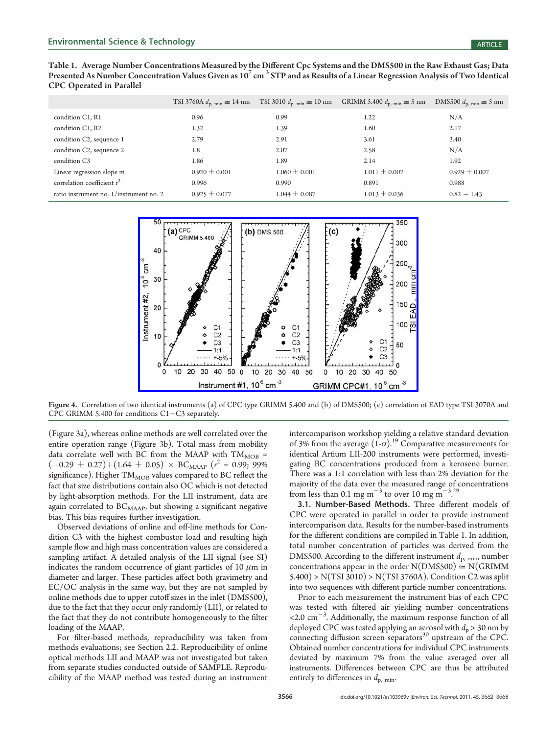**Table 1. Average Number Concentrations Measured by the Different Cpc Systems and the DMS500 in the Raw Exhaust Gas; Data Presented As Number Concentration Values Given as $10^7$ cm$^{-3}$ STP and as Results of a Linear Regression Analysis of Two Identical CPC Operated in Parallel**

| | TSI 3760A $d_{p,\,min} \cong 14$ nm | TSI 3010 $d_{p,\,min} \cong 10$ nm | GRIMM 5.400 $d_{p,\,min} \cong 5$ nm | DMS500 $d_{p,\,min} \cong 5$ nm |
|---|---|---|---|---|
| condition C1, R1 | 0.96 | 0.99 | 1.22 | N/A |
| condition C1, R2 | 1.32 | 1.39 | 1.60 | 2.17 |
| condition C2, sequence 1 | 2.79 | 2.91 | 3.61 | 3.40 |
| condition C2, sequence 2 | 1.8 | 2.07 | 2.58 | N/A |
| condition C3 | 1.86 | 1.89 | 2.14 | 1.92 |
| Linear regression slope m | 0.920 ± 0.001 | 1.060 ± 0.001 | 1.011 ± 0.002 | 0.929 ± 0.007 |
| correlation coefficient $r^2$ | 0.996 | 0.990 | 0.891 | 0.988 |
| ratio instrument no. 1/instrument no. 2 | 0.925 ± 0.077 | 1.044 ± 0.087 | 1.013 ± 0.036 | 0.82 − 1.43 |

Figure 4. Correlation of two identical instruments (a) of CPC type GRIMM 5.400 and (b) of DMS500; (c) correlation of EAD type TSI 3070A and CPC GRIMM 5.400 for conditions C1−C3 separately.

(Figure 3a), whereas online methods are well correlated over the entire operation range (Figure 3b). Total mass from mobility data correlate well with BC from the MAAP with $TM_{MOB} = (-0.29 \pm 0.27) + (1.64 \pm 0.05) \times BC_{MAAP}$ ($r^2 = 0.99$; 99% significance). Higher $TM_{MOB}$ values compared to BC reflect the fact that size distributions contain also OC which is not detected by light-absorption methods. For the LII instrument, data are again correlated to $BC_{MAAP}$, but showing a significant negative bias. This bias requires further investigation.

Observed deviations of online and off-line methods for Condition C3 with the highest combustor load and resulting high sample flow and high mass concentration values are considered a sampling artifact. A detailed analysis of the LII signal (see SI) indicates the random occurrence of giant particles of 10 $\mu$m in diameter and larger. These particles affect both gravimetry and EC/OC analysis in the same way, but they are not sampled by online methods due to upper cutoff sizes in the inlet (DMS500), due to the fact that they occur only randomly (LII), or related to the fact that they do not contribute homogeneously to the filter loading of the MAAP.

For filter-based methods, reproducibility was taken from methods evaluations; see Section 2.2. Reproducibility of online optical methods LII and MAAP was not investigated but taken from separate studies conducted outside of SAMPLE. Reproducibility of the MAAP method was tested during an instrument intercomparison workshop yielding a relative standard deviation of 3% from the average (1-$\sigma$).[19] Comparative measurements for identical Artium LII-200 instruments were performed, investigating BC concentrations produced from a kerosene burner. There was a 1:1 correlation with less than 2% deviation for the majority of the data over the measured range of concentrations from less than 0.1 mg m$^{-3}$ to over 10 mg m$^{-3}$.[29]

### 3.1. Number-Based Methods.

Three different models of CPC were operated in parallel in order to provide instrument intercomparison data. Results for the number-based instruments for the different conditions are compiled in Table 1. In addition, total number concentration of particles was derived from the DMS500. According to the different instrument $d_{p,\,min}$, number concentrations appear in the order N(DMS500) ≅ N(GRIMM 5.400) > N(TSI 3010) > N(TSI 3760A). Condition C2 was split into two sequences with different particle number concentrations.

Prior to each measurement the instrument bias of each CPC was tested with filtered air yielding number concentrations <2.0 cm$^{-3}$. Additionally, the maximum response function of all deployed CPC was tested applying an aerosol with $d_p > 30$ nm by connecting diffusion screen separators[30] upstream of the CPC. Obtained number concentrations for individual CPC instruments deviated by maximum 7% from the value averaged over all instruments. Differences between CPC are thus be attributed entirely to differences in $d_{p,\,min}$.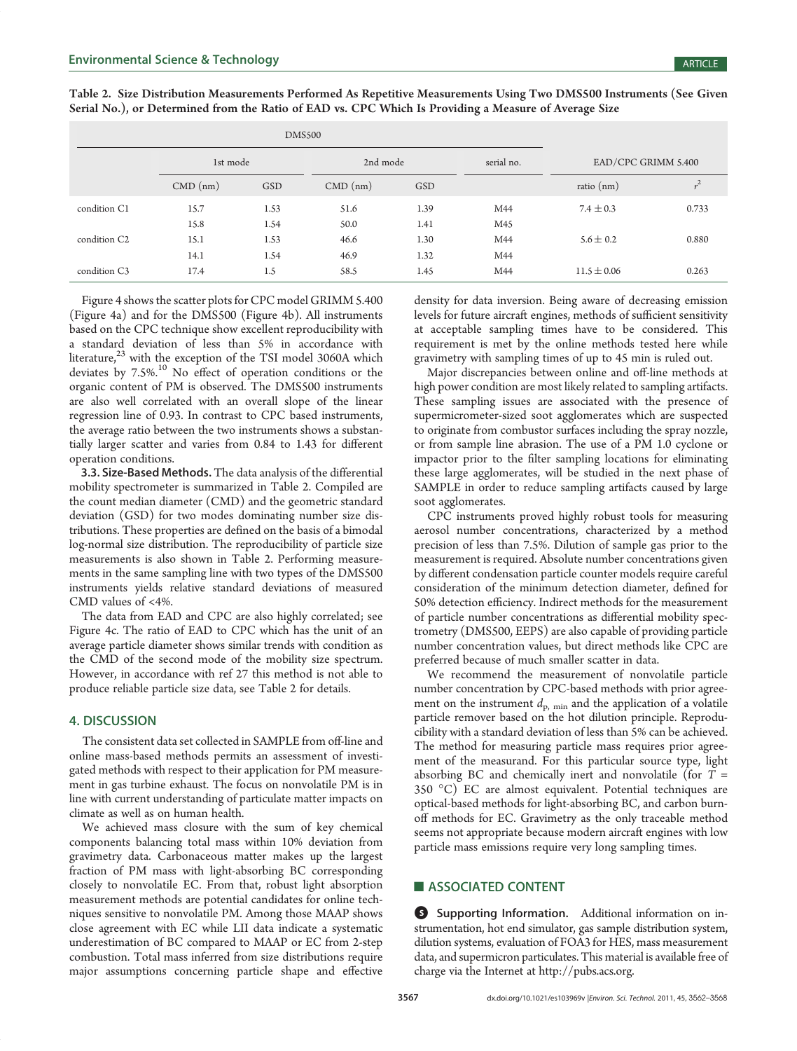Table 2. Size Distribution Measurements Performed As Repetitive Measurements Using Two DMS500 Instruments (See Given Serial No.), or Determined from the Ratio of EAD vs. CPC Which Is Providing a Measure of Average Size

| | DMS500 | | | | | EAD/CPC GRIMM 5.400 | |
|---|---|---|---|---|---|---|---|
| | 1st mode | | 2nd mode | | serial no. | | |
| | CMD (nm) | GSD | CMD (nm) | GSD | | ratio (nm) | $r^2$ |
| condition C1 | 15.7 | 1.53 | 51.6 | 1.39 | M44 | 7.4 ± 0.3 | 0.733 |
| | 15.8 | 1.54 | 50.0 | 1.41 | M45 | | |
| condition C2 | 15.1 | 1.53 | 46.6 | 1.30 | M44 | 5.6 ± 0.2 | 0.880 |
| | 14.1 | 1.54 | 46.9 | 1.32 | M44 | | |
| condition C3 | 17.4 | 1.5 | 58.5 | 1.45 | M44 | 11.5 ± 0.06 | 0.263 |

Figure 4 shows the scatter plots for CPC model GRIMM 5.400 (Figure 4a) and for the DMS500 (Figure 4b). All instruments based on the CPC technique show excellent reproducibility with a standard deviation of less than 5% in accordance with literature,[23] with the exception of the TSI model 3060A which deviates by 7.5%.[10] No effect of operation conditions or the organic content of PM is observed. The DMS500 instruments are also well correlated with an overall slope of the linear regression line of 0.93. In contrast to CPC based instruments, the average ratio between the two instruments shows a substantially larger scatter and varies from 0.84 to 1.43 for different operation conditions.

**3.3. Size-Based Methods.** The data analysis of the differential mobility spectrometer is summarized in Table 2. Compiled are the count median diameter (CMD) and the geometric standard deviation (GSD) for two modes dominating number size distributions. These properties are defined on the basis of a bimodal log-normal size distribution. The reproducibility of particle size measurements is also shown in Table 2. Performing measurements in the same sampling line with two types of the DMS500 instruments yields relative standard deviations of measured CMD values of <4%.

The data from EAD and CPC are also highly correlated; see Figure 4c. The ratio of EAD to CPC which has the unit of an average particle diameter shows similar trends with condition as the CMD of the second mode of the mobility size spectrum. However, in accordance with ref 27 this method is not able to produce reliable particle size data, see Table 2 for details.

## 4. DISCUSSION

The consistent data set collected in SAMPLE from off-line and online mass-based methods permits an assessment of investigated methods with respect to their application for PM measurement in gas turbine exhaust. The focus on nonvolatile PM is in line with current understanding of particulate matter impacts on climate as well as on human health.

We achieved mass closure with the sum of key chemical components balancing total mass within 10% deviation from gravimetry data. Carbonaceous matter makes up the largest fraction of PM mass with light-absorbing BC corresponding closely to nonvolatile EC. From that, robust light absorption measurement methods are potential candidates for online techniques sensitive to nonvolatile PM. Among those MAAP shows close agreement with EC while LII data indicate a systematic underestimation of BC compared to MAAP or EC from 2-step combustion. Total mass inferred from size distributions require major assumptions concerning particle shape and effective density for data inversion. Being aware of decreasing emission levels for future aircraft engines, methods of sufficient sensitivity at acceptable sampling times have to be considered. This requirement is met by the online methods tested here while gravimetry with sampling times of up to 45 min is ruled out.

Major discrepancies between online and off-line methods at high power condition are most likely related to sampling artifacts. These sampling issues are associated with the presence of supermicrometer-sized soot agglomerates which are suspected to originate from combustor surfaces including the spray nozzle, or from sample line abrasion. The use of a PM 1.0 cyclone or impactor prior to the filter sampling locations for eliminating these large agglomerates, will be studied in the next phase of SAMPLE in order to reduce sampling artifacts caused by large soot agglomerates.

CPC instruments proved highly robust tools for measuring aerosol number concentrations, characterized by a method precision of less than 7.5%. Dilution of sample gas prior to the measurement is required. Absolute number concentrations given by different condensation particle counter models require careful consideration of the minimum detection diameter, defined for 50% detection efficiency. Indirect methods for the measurement of particle number concentrations as differential mobility spectrometry (DMS500, EEPS) are also capable of providing particle number concentration values, but direct methods like CPC are preferred because of much smaller scatter in data.

We recommend the measurement of nonvolatile particle number concentration by CPC-based methods with prior agreement on the instrument $d_{p,\,min}$ and the application of a volatile particle remover based on the hot dilution principle. Reproducibility with a standard deviation of less than 5% can be achieved. The method for measuring particle mass requires prior agreement of the measurand. For this particular source type, light absorbing BC and chemically inert and nonvolatile (for $T$ = 350 °C) EC are almost equivalent. Potential techniques are optical-based methods for light-absorbing BC, and carbon burn-off methods for EC. Gravimetry as the only traceable method seems not appropriate because modern aircraft engines with low particle mass emissions require very long sampling times.

## ■ ASSOCIATED CONTENT

**Supporting Information.** Additional information on instrumentation, hot end simulator, gas sample distribution system, dilution systems, evaluation of FOA3 for HES, mass measurement data, and supermicron particulates. This material is available free of charge via the Internet at http://pubs.acs.org.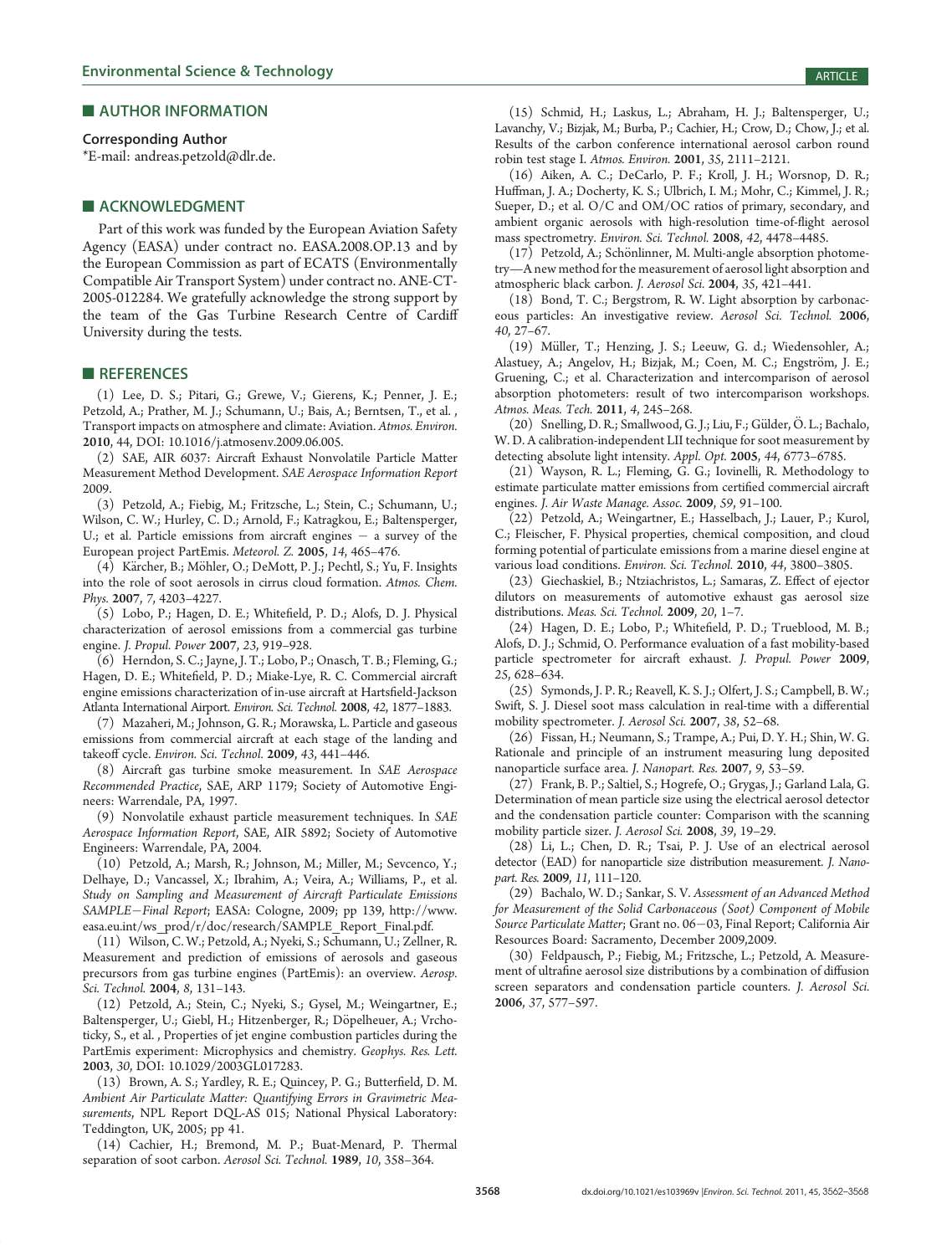## AUTHOR INFORMATION

**Corresponding Author**

*E-mail: andreas.petzold@dlr.de.

## ACKNOWLEDGMENT

Part of this work was funded by the European Aviation Safety Agency (EASA) under contract no. EASA.2008.OP.13 and by the European Commission as part of ECATS (Environmentally Compatible Air Transport System) under contract no. ANE-CT-2005-012284. We gratefully acknowledge the strong support by the team of the Gas Turbine Research Centre of Cardiff University during the tests.

## REFERENCES

(1) Lee, D. S.; Pitari, G.; Grewe, V.; Gierens, K.; Penner, J. E.; Petzold, A.; Prather, M. J.; Schumann, U.; Bais, A.; Berntsen, T., et al. , Transport impacts on atmosphere and climate: Aviation. *Atmos. Environ.* **2010**, 44, DOI: 10.1016/j.atmosenv.2009.06.005.

(2) SAE, AIR 6037: Aircraft Exhaust Nonvolatile Particle Matter Measurement Method Development. *SAE Aerospace Information Report* 2009.

(3) Petzold, A.; Fiebig, M.; Fritzsche, L.; Stein, C.; Schumann, U.; Wilson, C. W.; Hurley, C. D.; Arnold, F.; Katragkou, E.; Baltensperger, U.; et al. Particle emissions from aircraft engines — a survey of the European project PartEmis. *Meteorol. Z.* **2005**, *14*, 465–476.

(4) Kärcher, B.; Möhler, O.; DeMott, P. J.; Pechtl, S.; Yu, F. Insights into the role of soot aerosols in cirrus cloud formation. *Atmos. Chem. Phys.* **2007**, *7*, 4203–4227.

(5) Lobo, P.; Hagen, D. E.; Whitefield, P. D.; Alofs, D. J. Physical characterization of aerosol emissions from a commercial gas turbine engine. *J. Propul. Power* **2007**, *23*, 919–928.

(6) Herndon, S. C.; Jayne, J. T.; Lobo, P.; Onasch, T. B.; Fleming, G.; Hagen, D. E.; Whitefield, P. D.; Miake-Lye, R. C. Commercial aircraft engine emissions characterization of in-use aircraft at Hartsfield-Jackson Atlanta International Airport. *Environ. Sci. Technol.* **2008**, *42*, 1877–1883.

(7) Mazaheri, M.; Johnson, G. R.; Morawska, L. Particle and gaseous emissions from commercial aircraft at each stage of the landing and takeoff cycle. *Environ. Sci. Technol.* **2009**, *43*, 441–446.

(8) Aircraft gas turbine smoke measurement. In *SAE Aerospace Recommended Practice*, SAE, ARP 1179; Society of Automotive Engineers: Warrendale, PA, 1997.

(9) Nonvolatile exhaust particle measurement techniques. In *SAE Aerospace Information Report*, SAE, AIR 5892; Society of Automotive Engineers: Warrendale, PA, 2004.

(10) Petzold, A.; Marsh, R.; Johnson, M.; Miller, M.; Sevcenco, Y.; Delhaye, D.; Vancassel, X.; Ibrahim, A.; Veira, A.; Williams, P., et al. *Study on Sampling and Measurement of Aircraft Particulate Emissions SAMPLE—Final Report*; EASA: Cologne, 2009; pp 139, http://www.easa.eu.int/ws_prod/r/doc/research/SAMPLE_Report_Final.pdf.

(11) Wilson, C. W.; Petzold, A.; Nyeki, S.; Schumann, U.; Zellner, R. Measurement and prediction of emissions of aerosols and gaseous precursors from gas turbine engines (PartEmis): an overview. *Aerosp. Sci. Technol.* **2004**, *8*, 131–143.

(12) Petzold, A.; Stein, C.; Nyeki, S.; Gysel, M.; Weingartner, E.; Baltensperger, U.; Giebl, H.; Hitzenberger, R.; Döpelheuer, A.; Vrchoticky, S., et al. , Properties of jet engine combustion particles during the PartEmis experiment: Microphysics and chemistry. *Geophys. Res. Lett.* **2003**, *30*, DOI: 10.1029/2003GL017283.

(13) Brown, A. S.; Yardley, R. E.; Quincey, P. G.; Butterfield, D. M. *Ambient Air Particulate Matter: Quantifying Errors in Gravimetric Measurements*, NPL Report DQL-AS 015; National Physical Laboratory: Teddington, UK, 2005; pp 41.

(14) Cachier, H.; Bremond, M. P.; Buat-Menard, P. Thermal separation of soot carbon. *Aerosol Sci. Technol.* **1989**, *10*, 358–364.

(15) Schmid, H.; Laskus, L.; Abraham, H. J.; Baltensperger, U.; Lavanchy, V.; Bizjak, M.; Burba, P.; Cachier, H.; Crow, D.; Chow, J.; et al. Results of the carbon conference international aerosol carbon round robin test stage I. *Atmos. Environ.* **2001**, *35*, 2111–2121.

(16) Aiken, A. C.; DeCarlo, P. F.; Kroll, J. H.; Worsnop, D. R.; Huffman, J. A.; Docherty, K. S.; Ulbrich, I. M.; Mohr, C.; Kimmel, J. R.; Sueper, D.; et al. O/C and OM/OC ratios of primary, secondary, and ambient organic aerosols with high-resolution time-of-flight aerosol mass spectrometry. *Environ. Sci. Technol.* **2008**, *42*, 4478–4485.

(17) Petzold, A.; Schönlinner, M. Multi-angle absorption photometry—A new method for the measurement of aerosol light absorption and atmospheric black carbon. *J. Aerosol Sci.* **2004**, *35*, 421–441.

(18) Bond, T. C.; Bergstrom, R. W. Light absorption by carbonaceous particles: An investigative review. *Aerosol Sci. Technol.* **2006**, *40*, 27–67.

(19) Müller, T.; Henzing, J. S.; Leeuw, G. d.; Wiedensohler, A.; Alastuey, A.; Angelov, H.; Bizjak, M.; Coen, M. C.; Engström, J. E.; Gruening, C.; et al. Characterization and intercomparison of aerosol absorption photometers: result of two intercomparison workshops. *Atmos. Meas. Tech.* **2011**, *4*, 245–268.

(20) Snelling, D. R.; Smallwood, G. J.; Liu, F.; Gülder, Ö. L.; Bachalo, W. D. A calibration-independent LII technique for soot measurement by detecting absolute light intensity. *Appl. Opt.* **2005**, *44*, 6773–6785.

(21) Wayson, R. L.; Fleming, G. G.; Iovinelli, R. Methodology to estimate particulate matter emissions from certified commercial aircraft engines. *J. Air Waste Manage. Assoc.* **2009**, *59*, 91–100.

(22) Petzold, A.; Weingartner, E.; Hasselbach, J.; Lauer, P.; Kurol, C.; Fleischer, F. Physical properties, chemical composition, and cloud forming potential of particulate emissions from a marine diesel engine at various load conditions. *Environ. Sci. Technol.* **2010**, *44*, 3800–3805.

(23) Giechaskiel, B.; Ntziachristos, L.; Samaras, Z. Effect of ejector dilutors on measurements of automotive exhaust gas aerosol size distributions. *Meas. Sci. Technol.* **2009**, *20*, 1–7.

(24) Hagen, D. E.; Lobo, P.; Whitefield, P. D.; Trueblood, M. B.; Alofs, D. J.; Schmid, O. Performance evaluation of a fast mobility-based particle spectrometer for aircraft exhaust. *J. Propul. Power* **2009**, *25*, 628–634.

(25) Symonds, J. P. R.; Reavell, K. S. J.; Olfert, J. S.; Campbell, B. W.; Swift, S. J. Diesel soot mass calculation in real-time with a differential mobility spectrometer. *J. Aerosol Sci.* **2007**, *38*, 52–68.

(26) Fissan, H.; Neumann, S.; Trampe, A.; Pui, D. Y. H.; Shin, W. G. Rationale and principle of an instrument measuring lung deposited nanoparticle surface area. *J. Nanopart. Res.* **2007**, *9*, 53–59.

(27) Frank, B. P.; Saltiel, S.; Hogrefe, O.; Grygas, J.; Garland Lala, G. Determination of mean particle size using the electrical aerosol detector and the condensation particle counter: Comparison with the scanning mobility particle sizer. *J. Aerosol Sci.* **2008**, *39*, 19–29.

(28) Li, L.; Chen, D. R.; Tsai, P. J. Use of an electrical aerosol detector (EAD) for nanoparticle size distribution measurement. *J. Nanopart. Res.* **2009**, *11*, 111–120.

(29) Bachalo, W. D.; Sankar, S. V. *Assessment of an Advanced Method for Measurement of the Solid Carbonaceous (Soot) Component of Mobile Source Particulate Matter*; Grant no. 06−03, Final Report; California Air Resources Board: Sacramento, December 2009,2009.

(30) Feldpausch, P.; Fiebig, M.; Fritzsche, L.; Petzold, A. Measurement of ultrafine aerosol size distributions by a combination of diffusion screen separators and condensation particle counters. *J. Aerosol Sci.* **2006**, *37*, 577–597.